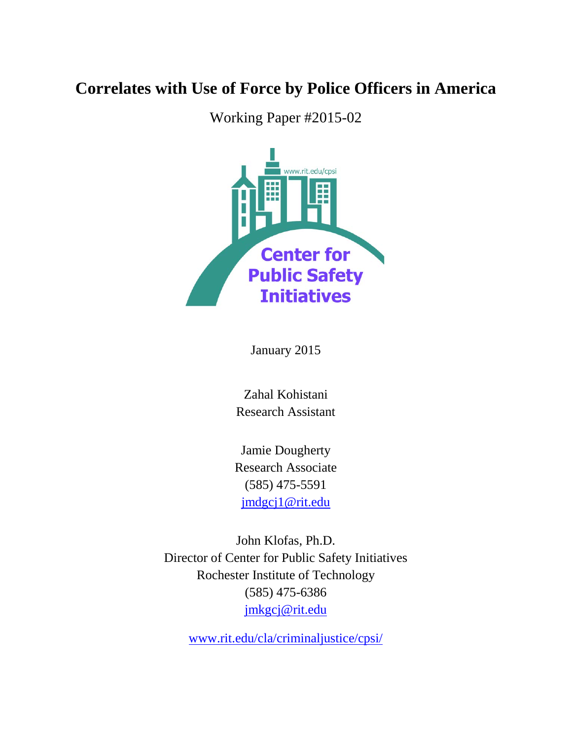# Correlates with Use of Force by Police Officers in America

Working Paper #2015-02

January 2015

Zahal Kohistani
Research Assistant

Jamie Dougherty
Research Associate
(585) 475-5591
jmdgcj1@rit.edu

John Klofas, Ph.D.
Director of Center for Public Safety Initiatives
Rochester Institute of Technology
(585) 475-6386
jmkgcj@rit.edu

www.rit.edu/cla/criminaljustice/cpsi/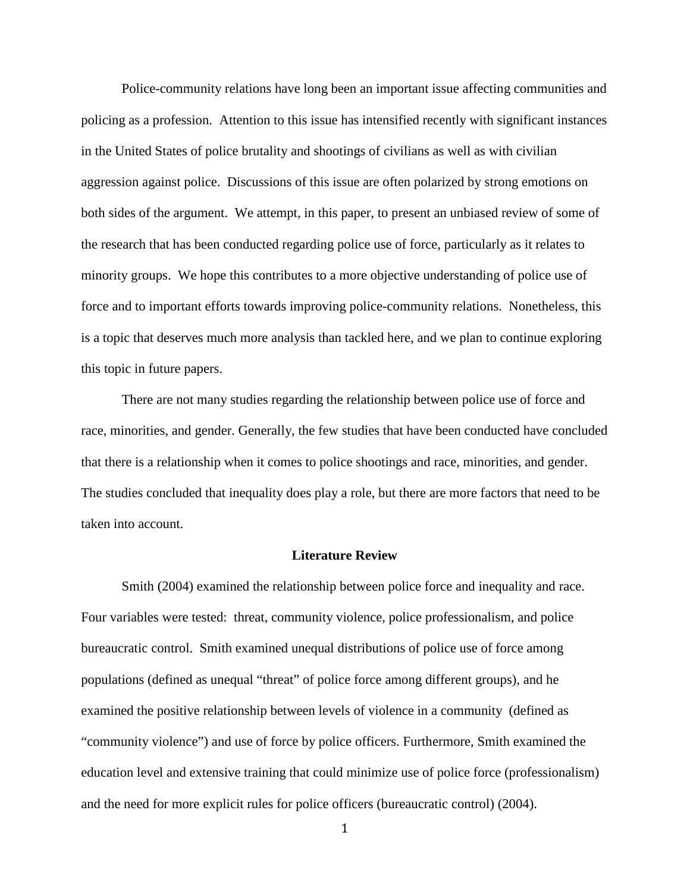Police-community relations have long been an important issue affecting communities and policing as a profession. Attention to this issue has intensified recently with significant instances in the United States of police brutality and shootings of civilians as well as with civilian aggression against police. Discussions of this issue are often polarized by strong emotions on both sides of the argument. We attempt, in this paper, to present an unbiased review of some of the research that has been conducted regarding police use of force, particularly as it relates to minority groups. We hope this contributes to a more objective understanding of police use of force and to important efforts towards improving police-community relations. Nonetheless, this is a topic that deserves much more analysis than tackled here, and we plan to continue exploring this topic in future papers.

There are not many studies regarding the relationship between police use of force and race, minorities, and gender. Generally, the few studies that have been conducted have concluded that there is a relationship when it comes to police shootings and race, minorities, and gender. The studies concluded that inequality does play a role, but there are more factors that need to be taken into account.

## Literature Review

Smith (2004) examined the relationship between police force and inequality and race. Four variables were tested: threat, community violence, police professionalism, and police bureaucratic control. Smith examined unequal distributions of police use of force among populations (defined as unequal "threat" of police force among different groups), and he examined the positive relationship between levels of violence in a community (defined as "community violence") and use of force by police officers. Furthermore, Smith examined the education level and extensive training that could minimize use of police force (professionalism) and the need for more explicit rules for police officers (bureaucratic control) (2004).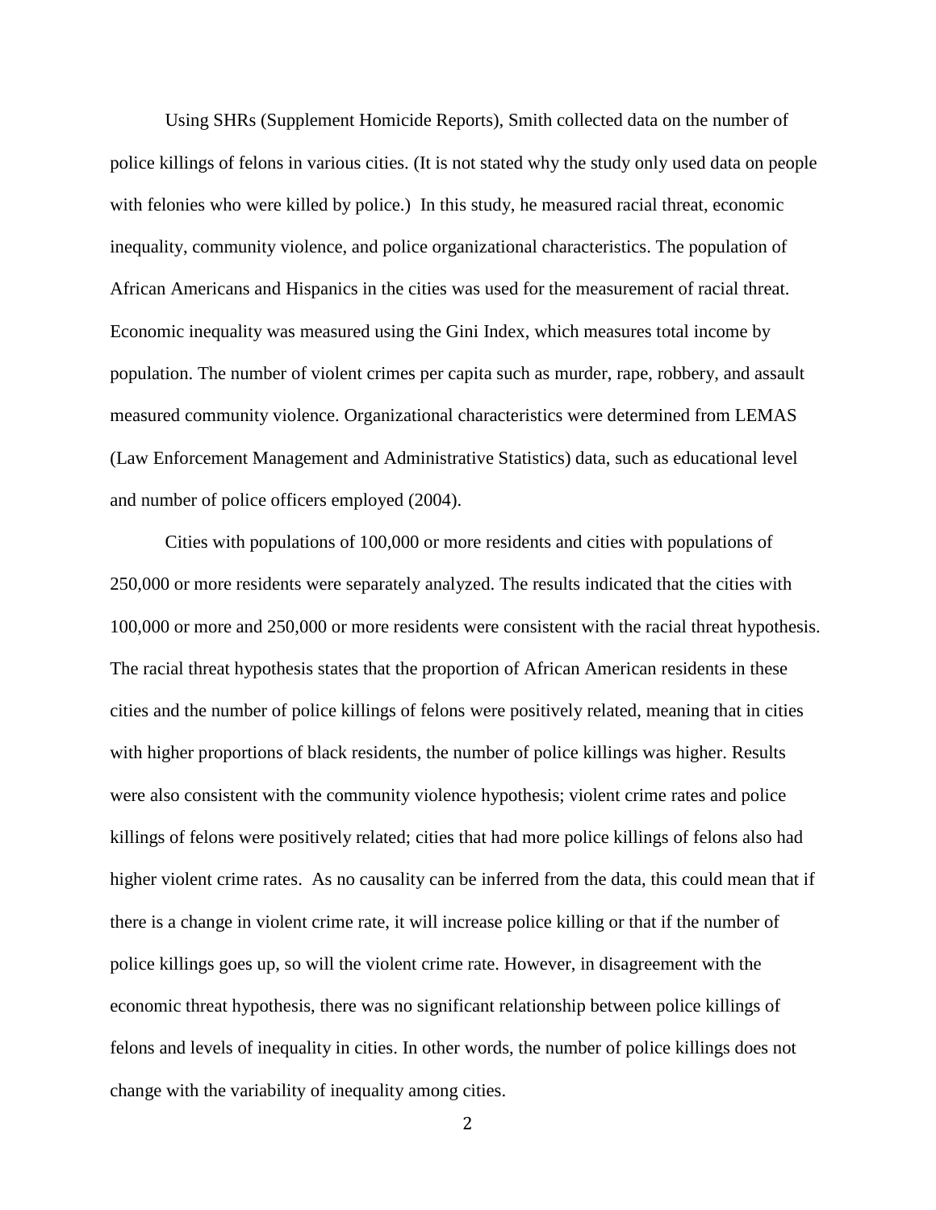Using SHRs (Supplement Homicide Reports), Smith collected data on the number of police killings of felons in various cities. (It is not stated why the study only used data on people with felonies who were killed by police.) In this study, he measured racial threat, economic inequality, community violence, and police organizational characteristics. The population of African Americans and Hispanics in the cities was used for the measurement of racial threat. Economic inequality was measured using the Gini Index, which measures total income by population. The number of violent crimes per capita such as murder, rape, robbery, and assault measured community violence. Organizational characteristics were determined from LEMAS (Law Enforcement Management and Administrative Statistics) data, such as educational level and number of police officers employed (2004).

Cities with populations of 100,000 or more residents and cities with populations of 250,000 or more residents were separately analyzed. The results indicated that the cities with 100,000 or more and 250,000 or more residents were consistent with the racial threat hypothesis. The racial threat hypothesis states that the proportion of African American residents in these cities and the number of police killings of felons were positively related, meaning that in cities with higher proportions of black residents, the number of police killings was higher. Results were also consistent with the community violence hypothesis; violent crime rates and police killings of felons were positively related; cities that had more police killings of felons also had higher violent crime rates. As no causality can be inferred from the data, this could mean that if there is a change in violent crime rate, it will increase police killing or that if the number of police killings goes up, so will the violent crime rate. However, in disagreement with the economic threat hypothesis, there was no significant relationship between police killings of felons and levels of inequality in cities. In other words, the number of police killings does not change with the variability of inequality among cities.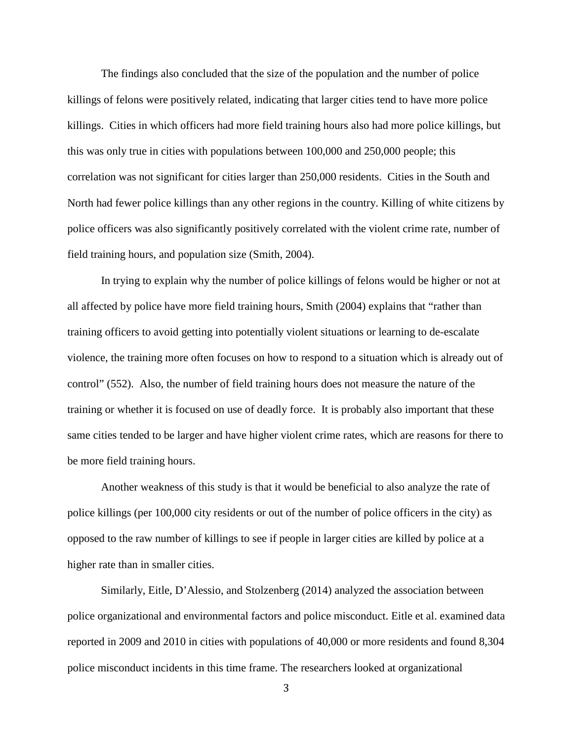The findings also concluded that the size of the population and the number of police killings of felons were positively related, indicating that larger cities tend to have more police killings.  Cities in which officers had more field training hours also had more police killings, but this was only true in cities with populations between 100,000 and 250,000 people; this correlation was not significant for cities larger than 250,000 residents.  Cities in the South and North had fewer police killings than any other regions in the country. Killing of white citizens by police officers was also significantly positively correlated with the violent crime rate, number of field training hours, and population size (Smith, 2004).

In trying to explain why the number of police killings of felons would be higher or not at all affected by police have more field training hours, Smith (2004) explains that "rather than training officers to avoid getting into potentially violent situations or learning to de-escalate violence, the training more often focuses on how to respond to a situation which is already out of control" (552).  Also, the number of field training hours does not measure the nature of the training or whether it is focused on use of deadly force.  It is probably also important that these same cities tended to be larger and have higher violent crime rates, which are reasons for there to be more field training hours.

Another weakness of this study is that it would be beneficial to also analyze the rate of police killings (per 100,000 city residents or out of the number of police officers in the city) as opposed to the raw number of killings to see if people in larger cities are killed by police at a higher rate than in smaller cities.

Similarly, Eitle, D'Alessio, and Stolzenberg (2014) analyzed the association between police organizational and environmental factors and police misconduct. Eitle et al. examined data reported in 2009 and 2010 in cities with populations of 40,000 or more residents and found 8,304 police misconduct incidents in this time frame. The researchers looked at organizational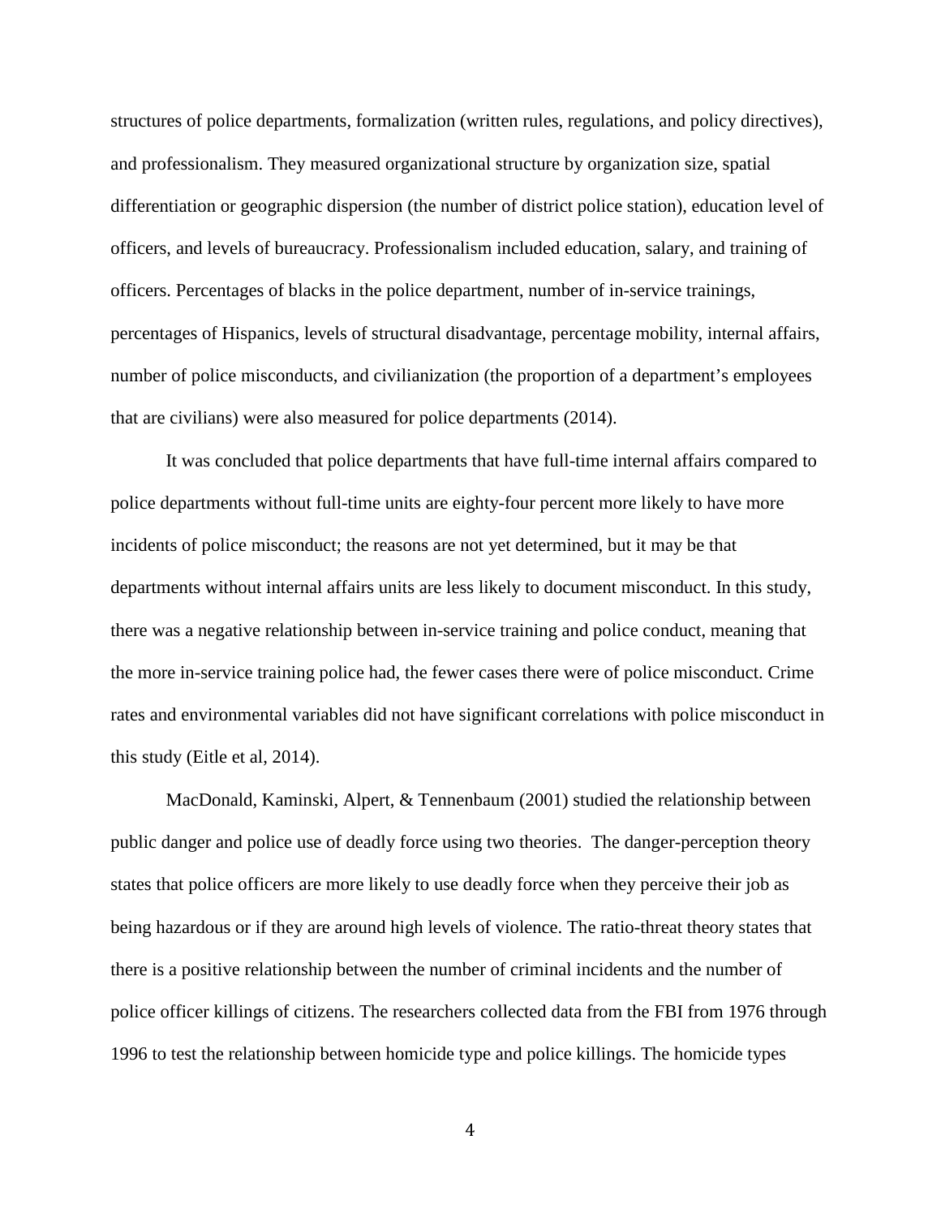structures of police departments, formalization (written rules, regulations, and policy directives), and professionalism. They measured organizational structure by organization size, spatial differentiation or geographic dispersion (the number of district police station), education level of officers, and levels of bureaucracy. Professionalism included education, salary, and training of officers. Percentages of blacks in the police department, number of in-service trainings, percentages of Hispanics, levels of structural disadvantage, percentage mobility, internal affairs, number of police misconducts, and civilianization (the proportion of a department's employees that are civilians) were also measured for police departments (2014).

It was concluded that police departments that have full-time internal affairs compared to police departments without full-time units are eighty-four percent more likely to have more incidents of police misconduct; the reasons are not yet determined, but it may be that departments without internal affairs units are less likely to document misconduct. In this study, there was a negative relationship between in-service training and police conduct, meaning that the more in-service training police had, the fewer cases there were of police misconduct. Crime rates and environmental variables did not have significant correlations with police misconduct in this study (Eitle et al, 2014).

MacDonald, Kaminski, Alpert, & Tennenbaum (2001) studied the relationship between public danger and police use of deadly force using two theories. The danger-perception theory states that police officers are more likely to use deadly force when they perceive their job as being hazardous or if they are around high levels of violence. The ratio-threat theory states that there is a positive relationship between the number of criminal incidents and the number of police officer killings of citizens. The researchers collected data from the FBI from 1976 through 1996 to test the relationship between homicide type and police killings. The homicide types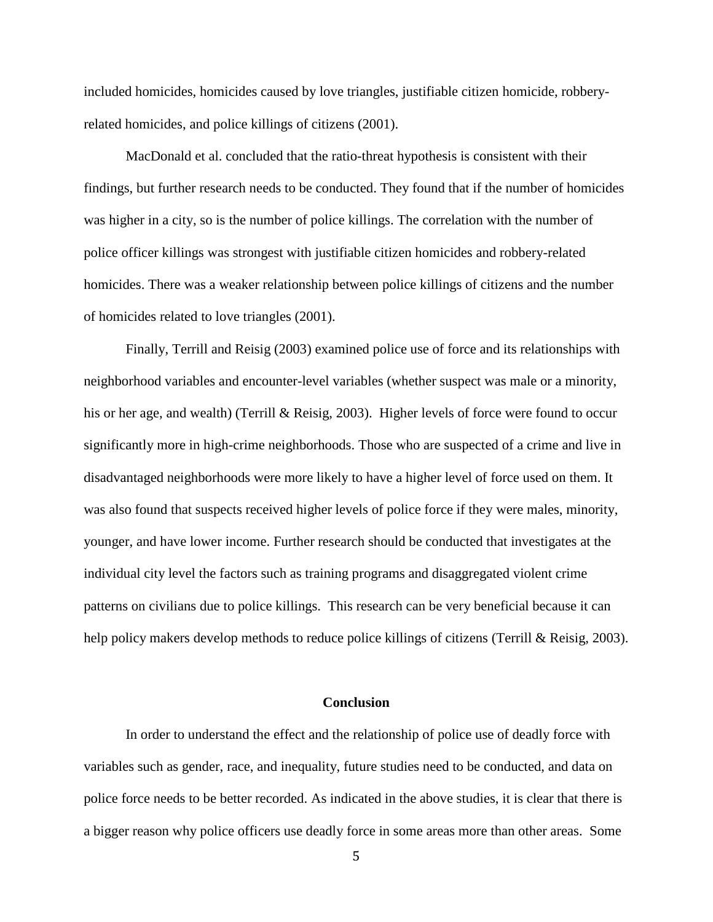included homicides, homicides caused by love triangles, justifiable citizen homicide, robbery-related homicides, and police killings of citizens (2001).

MacDonald et al. concluded that the ratio-threat hypothesis is consistent with their findings, but further research needs to be conducted. They found that if the number of homicides was higher in a city, so is the number of police killings. The correlation with the number of police officer killings was strongest with justifiable citizen homicides and robbery-related homicides. There was a weaker relationship between police killings of citizens and the number of homicides related to love triangles (2001).

Finally, Terrill and Reisig (2003) examined police use of force and its relationships with neighborhood variables and encounter-level variables (whether suspect was male or a minority, his or her age, and wealth) (Terrill & Reisig, 2003). Higher levels of force were found to occur significantly more in high-crime neighborhoods. Those who are suspected of a crime and live in disadvantaged neighborhoods were more likely to have a higher level of force used on them. It was also found that suspects received higher levels of police force if they were males, minority, younger, and have lower income. Further research should be conducted that investigates at the individual city level the factors such as training programs and disaggregated violent crime patterns on civilians due to police killings. This research can be very beneficial because it can help policy makers develop methods to reduce police killings of citizens (Terrill & Reisig, 2003).

## Conclusion

In order to understand the effect and the relationship of police use of deadly force with variables such as gender, race, and inequality, future studies need to be conducted, and data on police force needs to be better recorded. As indicated in the above studies, it is clear that there is a bigger reason why police officers use deadly force in some areas more than other areas. Some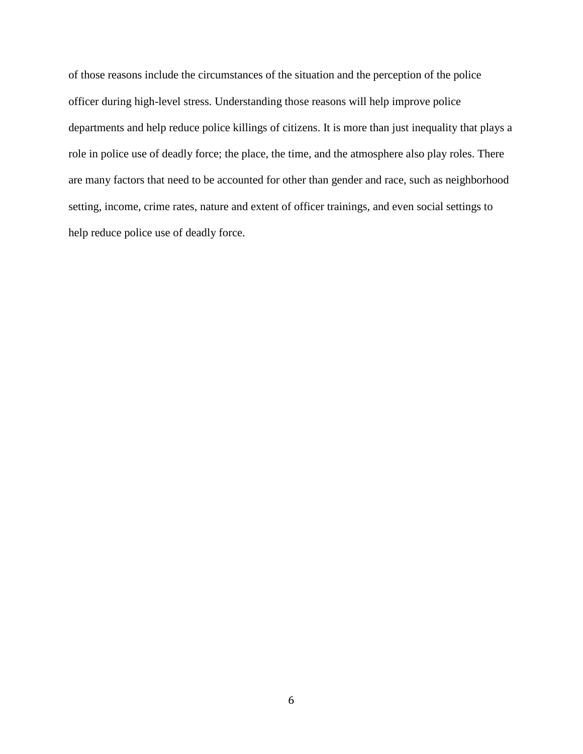of those reasons include the circumstances of the situation and the perception of the police officer during high-level stress. Understanding those reasons will help improve police departments and help reduce police killings of citizens. It is more than just inequality that plays a role in police use of deadly force; the place, the time, and the atmosphere also play roles. There are many factors that need to be accounted for other than gender and race, such as neighborhood setting, income, crime rates, nature and extent of officer trainings, and even social settings to help reduce police use of deadly force.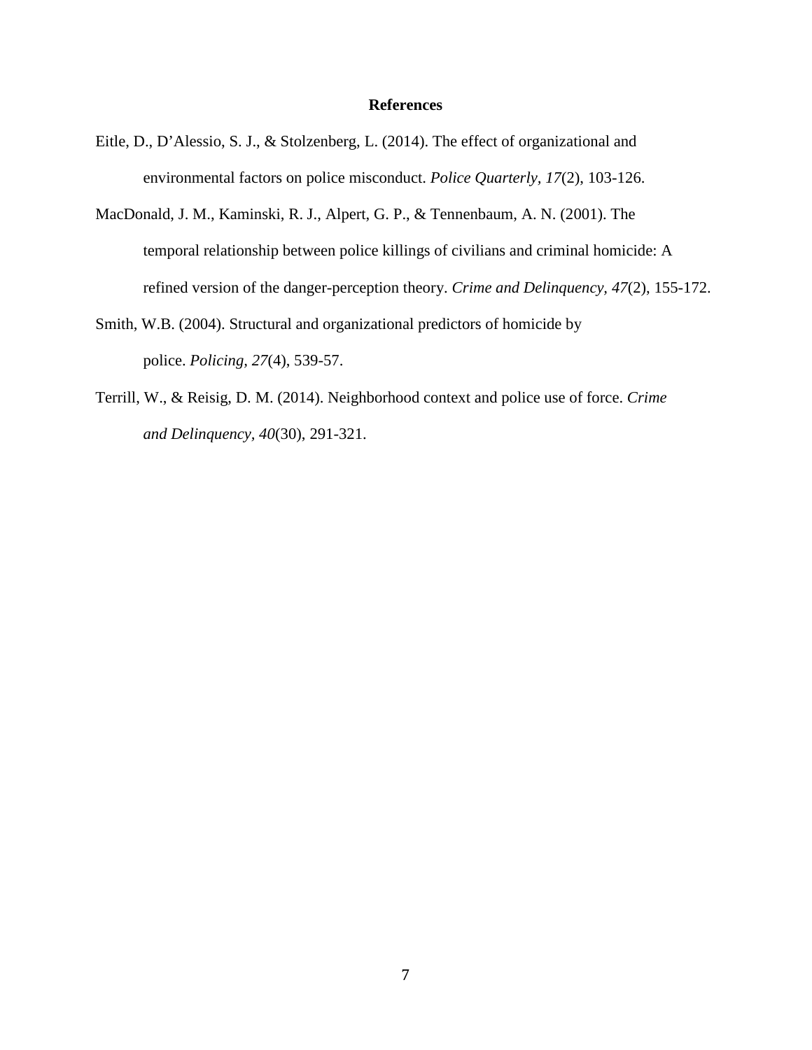# References

Eitle, D., D'Alessio, S. J., & Stolzenberg, L. (2014). The effect of organizational and environmental factors on police misconduct. *Police Quarterly, 17*(2), 103-126.

MacDonald, J. M., Kaminski, R. J., Alpert, G. P., & Tennenbaum, A. N. (2001). The temporal relationship between police killings of civilians and criminal homicide: A refined version of the danger-perception theory. *Crime and Delinquency, 47*(2), 155-172.

Smith, W.B. (2004). Structural and organizational predictors of homicide by police. *Policing, 27*(4), 539-57.

Terrill, W., & Reisig, D. M. (2014). Neighborhood context and police use of force. *Crime and Delinquency, 40*(30), 291-321.